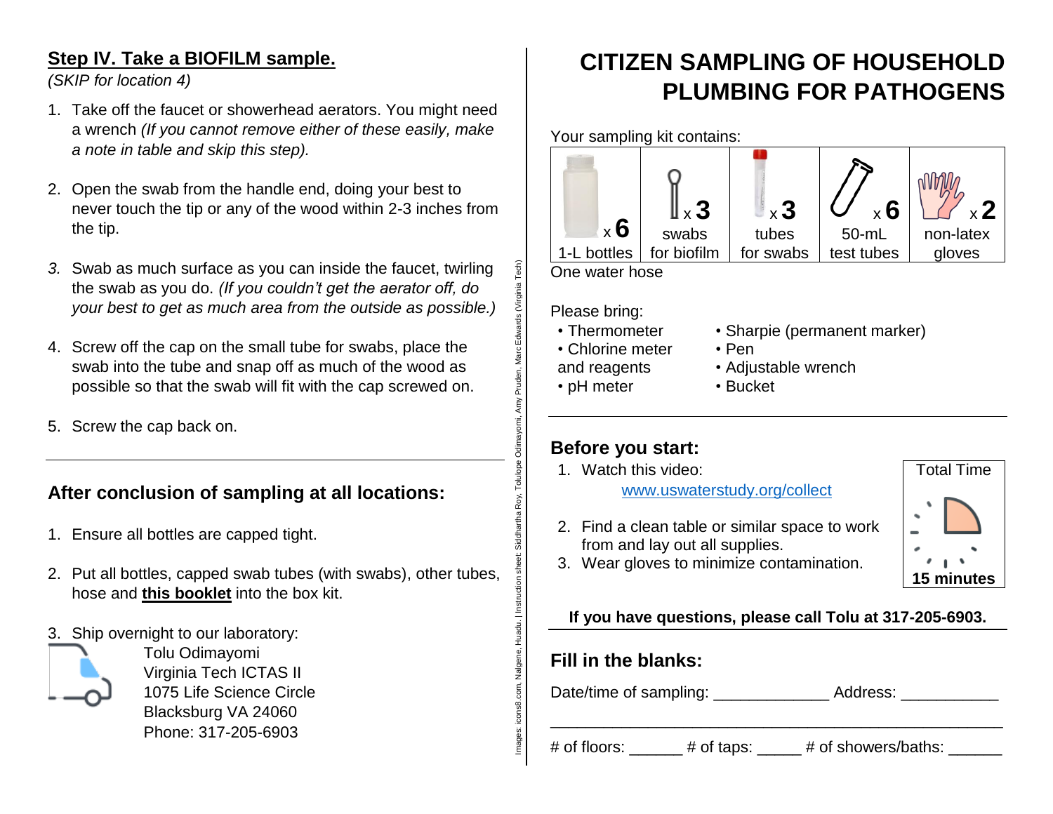## Step IV. Take a BIOFILM sample.

*(SKIP for location 4)*

1. Take off the faucet or showerhead aerators. You might need a wrench *(If you cannot remove either of these easily, make a note in table and skip this step).*
2. Open the swab from the handle end, doing your best to never touch the tip or any of the wood within 2-3 inches from the tip.
3. Swab as much surface as you can inside the faucet, twirling the swab as you do. *(If you couldn't get the aerator off, do your best to get as much area from the outside as possible.)*
4. Screw off the cap on the small tube for swabs, place the swab into the tube and snap off as much of the wood as possible so that the swab will fit with the cap screwed on.
5. Screw the cap back on.

---

### After conclusion of sampling at all locations:

1. Ensure all bottles are capped tight.
2. Put all bottles, capped swab tubes (with swabs), other tubes, hose and **this booklet** into the box kit.
3. Ship overnight to our laboratory:

   Tolu Odimayomi
   Virginia Tech ICTAS II
   1075 Life Science Circle
   Blacksburg VA 24060
   Phone: 317-205-6903

Images: icons8.com, Nalgene, Huadu. | Instruction sheet: Siddhartha Roy, Tolulope Odimayomi, Amy Pruden, Marc Edwards (Virginia Tech)

# CITIZEN SAMPLING OF HOUSEHOLD PLUMBING FOR PATHOGENS

Your sampling kit contains:

| x 6 1-L bottles | x 3 swabs for biofilm | x 3 tubes for swabs | x 6 50-mL test tubes | x 2 non-latex gloves |
|---|---|---|---|---|

One water hose

Please bring:

- Thermometer
- Chlorine meter and reagents
- pH meter
- Sharpie (permanent marker)
- Pen
- Adjustable wrench
- Bucket

---

### Before you start:

1. Watch this video: www.uswaterstudy.org/collect
2. Find a clean table or similar space to work from and lay out all supplies.
3. Wear gloves to minimize contamination.

Total Time
**15 minutes**

**If you have questions, please call Tolu at 317-205-6903.**

---

### Fill in the blanks:

Date/time of sampling: _____________ Address: ___________

_____________________________________________________

\# of floors: ______ # of taps: _____ # of showers/baths: ______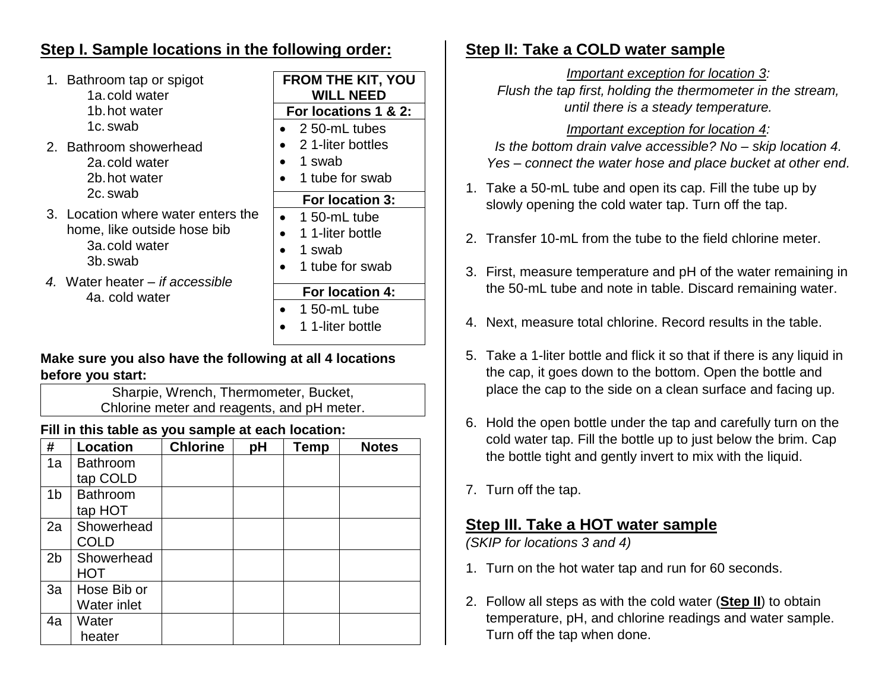## Step I. Sample locations in the following order:

1. Bathroom tap or spigot
    - 1a. cold water
    - 1b. hot water
    - 1c. swab
2. Bathroom showerhead
    - 2a. cold water
    - 2b. hot water
    - 2c. swab
3. Location where water enters the home, like outside hose bib
    - 3a. cold water
    - 3b. swab
4. Water heater – *if accessible*
    - 4a. cold water

| FROM THE KIT, YOU WILL NEED |
|---|
| **For locations 1 & 2:** |
| • 2 50-mL tubes<br>• 2 1-liter bottles<br>• 1 swab<br>• 1 tube for swab |
| **For location 3:** |
| • 1 50-mL tube<br>• 1 1-liter bottle<br>• 1 swab<br>• 1 tube for swab |
| **For location 4:** |
| • 1 50-mL tube<br>• 1 1-liter bottle |

**Make sure you also have the following at all 4 locations before you start:**

| |
|---|
| Sharpie, Wrench, Thermometer, Bucket, Chlorine meter and reagents, and pH meter. |

**Fill in this table as you sample at each location:**

| # | Location | Chlorine | pH | Temp | Notes |
|---|---|---|---|---|---|
| 1a | Bathroom tap COLD | | | | |
| 1b | Bathroom tap HOT | | | | |
| 2a | Showerhead COLD | | | | |
| 2b | Showerhead HOT | | | | |
| 3a | Hose Bib or Water inlet | | | | |
| 4a | Water heater | | | | |

## Step II: Take a COLD water sample

*Important exception for location 3:*
*Flush the tap first, holding the thermometer in the stream, until there is a steady temperature.*

*Important exception for location 4:*
*Is the bottom drain valve accessible? No – skip location 4. Yes – connect the water hose and place bucket at other end.*

1. Take a 50-mL tube and open its cap. Fill the tube up by slowly opening the cold water tap. Turn off the tap.
2. Transfer 10-mL from the tube to the field chlorine meter.
3. First, measure temperature and pH of the water remaining in the 50-mL tube and note in table. Discard remaining water.
4. Next, measure total chlorine. Record results in the table.
5. Take a 1-liter bottle and flick it so that if there is any liquid in the cap, it goes down to the bottom. Open the bottle and place the cap to the side on a clean surface and facing up.
6. Hold the open bottle under the tap and carefully turn on the cold water tap. Fill the bottle up to just below the brim. Cap the bottle tight and gently invert to mix with the liquid.
7. Turn off the tap.

## Step III. Take a HOT water sample

*(SKIP for locations 3 and 4)*

1. Turn on the hot water tap and run for 60 seconds.
2. Follow all steps as with the cold water (**Step II**) to obtain temperature, pH, and chlorine readings and water sample. Turn off the tap when done.